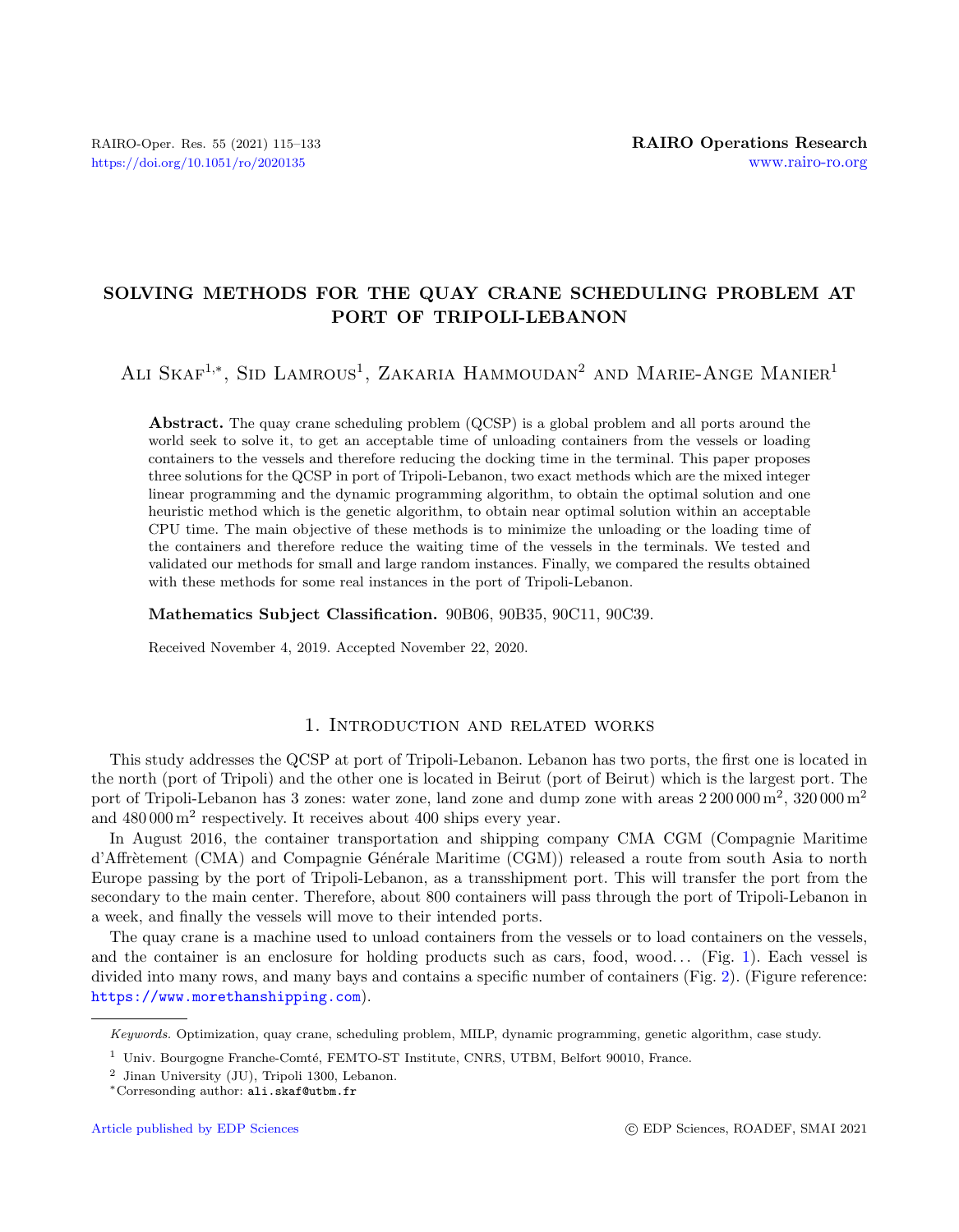# SOLVING METHODS FOR THE QUAY CRANE SCHEDULING PROBLEM AT PORT OF TRIPOLI-LEBANON

Ali Skaf[1,*], Sid Lamrous[1], Zakaria Hammoudan[2] and Marie-Ange Manier[1]

**Abstract.** The quay crane scheduling problem (QCSP) is a global problem and all ports around the world seek to solve it, to get an acceptable time of unloading containers from the vessels or loading containers to the vessels and therefore reducing the docking time in the terminal. This paper proposes three solutions for the QCSP in port of Tripoli-Lebanon, two exact methods which are the mixed integer linear programming and the dynamic programming algorithm, to obtain the optimal solution and one heuristic method which is the genetic algorithm, to obtain near optimal solution within an acceptable CPU time. The main objective of these methods is to minimize the unloading or the loading time of the containers and therefore reduce the waiting time of the vessels in the terminals. We tested and validated our methods for small and large random instances. Finally, we compared the results obtained with these methods for some real instances in the port of Tripoli-Lebanon.

**Mathematics Subject Classification.** 90B06, 90B35, 90C11, 90C39.

Received November 4, 2019. Accepted November 22, 2020.

## 1. Introduction and related works

This study addresses the QCSP at port of Tripoli-Lebanon. Lebanon has two ports, the first one is located in the north (port of Tripoli) and the other one is located in Beirut (port of Beirut) which is the largest port. The port of Tripoli-Lebanon has 3 zones: water zone, land zone and dump zone with areas 2 200 000 $m^2$, 320 000 $m^2$ and 480 000 $m^2$ respectively. It receives about 400 ships every year.

In August 2016, the container transportation and shipping company CMA CGM (Compagnie Maritime d'Affrètement (CMA) and Compagnie Générale Maritime (CGM)) released a route from south Asia to north Europe passing by the port of Tripoli-Lebanon, as a transshipment port. This will transfer the port from the secondary to the main center. Therefore, about 800 containers will pass through the port of Tripoli-Lebanon in a week, and finally the vessels will move to their intended ports.

The quay crane is a machine used to unload containers from the vessels or to load containers on the vessels, and the container is an enclosure for holding products such as cars, food, wood... (Fig. 1). Each vessel is divided into many rows, and many bays and contains a specific number of containers (Fig. 2). (Figure reference: https://www.morethanshipping.com).

*Keywords.* Optimization, quay crane, scheduling problem, MILP, dynamic programming, genetic algorithm, case study.

[1] Univ. Bourgogne Franche-Comté, FEMTO-ST Institute, CNRS, UTBM, Belfort 90010, France.

[2] Jinan University (JU), Tripoli 1300, Lebanon.

[*] Corresonding author: ali.skaf@utbm.fr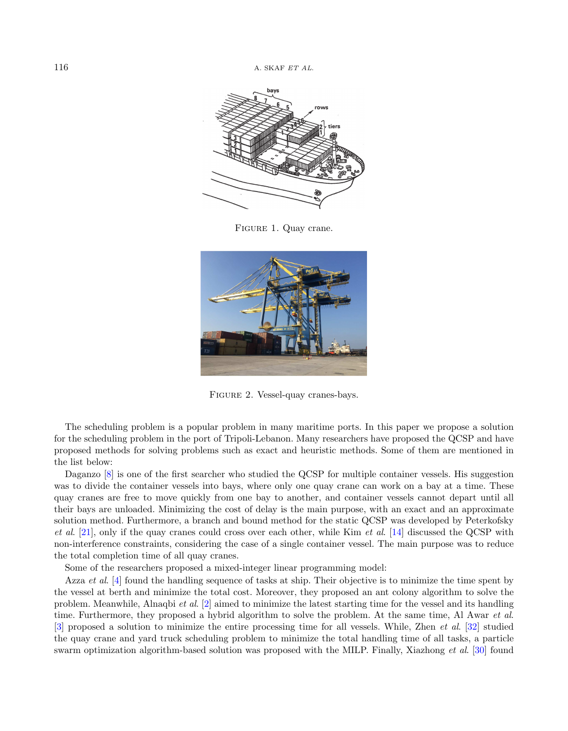FIGURE 1. Quay crane.

FIGURE 2. Vessel-quay cranes-bays.

The scheduling problem is a popular problem in many maritime ports. In this paper we propose a solution for the scheduling problem in the port of Tripoli-Lebanon. Many researchers have proposed the QCSP and have proposed methods for solving problems such as exact and heuristic methods. Some of them are mentioned in the list below:

Daganzo [8] is one of the first searcher who studied the QCSP for multiple container vessels. His suggestion was to divide the container vessels into bays, where only one quay crane can work on a bay at a time. These quay cranes are free to move quickly from one bay to another, and container vessels cannot depart until all their bays are unloaded. Minimizing the cost of delay is the main purpose, with an exact and an approximate solution method. Furthermore, a branch and bound method for the static QCSP was developed by Peterkofsky *et al.* [21], only if the quay cranes could cross over each other, while Kim *et al.* [14] discussed the QCSP with non-interference constraints, considering the case of a single container vessel. The main purpose was to reduce the total completion time of all quay cranes.

Some of the researchers proposed a mixed-integer linear programming model:

Azza *et al.* [4] found the handling sequence of tasks at ship. Their objective is to minimize the time spent by the vessel at berth and minimize the total cost. Moreover, they proposed an ant colony algorithm to solve the problem. Meanwhile, Alnaqbi *et al.* [2] aimed to minimize the latest starting time for the vessel and its handling time. Furthermore, they proposed a hybrid algorithm to solve the problem. At the same time, Al Awar *et al.* [3] proposed a solution to minimize the entire processing time for all vessels. While, Zhen *et al.* [32] studied the quay crane and yard truck scheduling problem to minimize the total handling time of all tasks, a particle swarm optimization algorithm-based solution was proposed with the MILP. Finally, Xiazhong *et al.* [30] found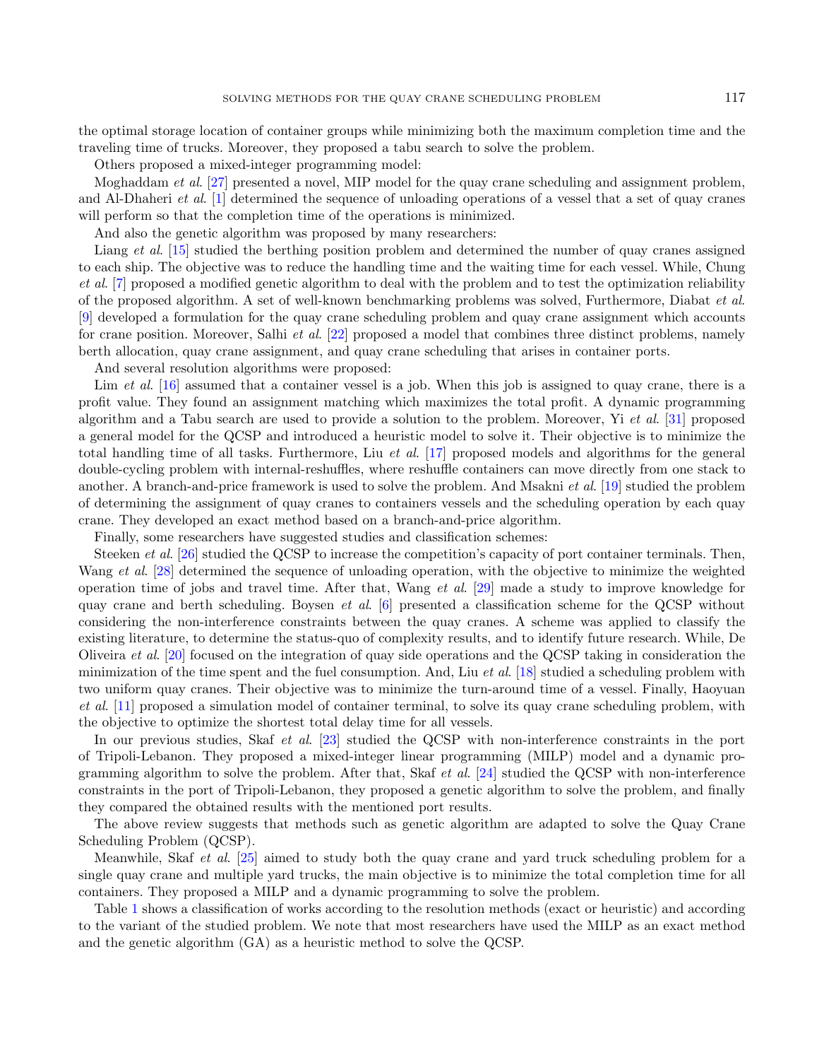the optimal storage location of container groups while minimizing both the maximum completion time and the traveling time of trucks. Moreover, they proposed a tabu search to solve the problem.

Others proposed a mixed-integer programming model:

Moghaddam *et al.* [27] presented a novel, MIP model for the quay crane scheduling and assignment problem, and Al-Dhaheri *et al.* [1] determined the sequence of unloading operations of a vessel that a set of quay cranes will perform so that the completion time of the operations is minimized.

And also the genetic algorithm was proposed by many researchers:

Liang *et al.* [15] studied the berthing position problem and determined the number of quay cranes assigned to each ship. The objective was to reduce the handling time and the waiting time for each vessel. While, Chung *et al.* [7] proposed a modified genetic algorithm to deal with the problem and to test the optimization reliability of the proposed algorithm. A set of well-known benchmarking problems was solved, Furthermore, Diabat *et al.* [9] developed a formulation for the quay crane scheduling problem and quay crane assignment which accounts for crane position. Moreover, Salhi *et al.* [22] proposed a model that combines three distinct problems, namely berth allocation, quay crane assignment, and quay crane scheduling that arises in container ports.

And several resolution algorithms were proposed:

Lim *et al.* [16] assumed that a container vessel is a job. When this job is assigned to quay crane, there is a profit value. They found an assignment matching which maximizes the total profit. A dynamic programming algorithm and a Tabu search are used to provide a solution to the problem. Moreover, Yi *et al.* [31] proposed a general model for the QCSP and introduced a heuristic model to solve it. Their objective is to minimize the total handling time of all tasks. Furthermore, Liu *et al.* [17] proposed models and algorithms for the general double-cycling problem with internal-reshuffles, where reshuffle containers can move directly from one stack to another. A branch-and-price framework is used to solve the problem. And Msakni *et al.* [19] studied the problem of determining the assignment of quay cranes to containers vessels and the scheduling operation by each quay crane. They developed an exact method based on a branch-and-price algorithm.

Finally, some researchers have suggested studies and classification schemes:

Steeken *et al.* [26] studied the QCSP to increase the competition's capacity of port container terminals. Then, Wang *et al.* [28] determined the sequence of unloading operation, with the objective to minimize the weighted operation time of jobs and travel time. After that, Wang *et al.* [29] made a study to improve knowledge for quay crane and berth scheduling. Boysen *et al.* [6] presented a classification scheme for the QCSP without considering the non-interference constraints between the quay cranes. A scheme was applied to classify the existing literature, to determine the status-quo of complexity results, and to identify future research. While, De Oliveira *et al.* [20] focused on the integration of quay side operations and the QCSP taking in consideration the minimization of the time spent and the fuel consumption. And, Liu *et al.* [18] studied a scheduling problem with two uniform quay cranes. Their objective was to minimize the turn-around time of a vessel. Finally, Haoyuan *et al.* [11] proposed a simulation model of container terminal, to solve its quay crane scheduling problem, with the objective to optimize the shortest total delay time for all vessels.

In our previous studies, Skaf *et al.* [23] studied the QCSP with non-interference constraints in the port of Tripoli-Lebanon. They proposed a mixed-integer linear programming (MILP) model and a dynamic programming algorithm to solve the problem. After that, Skaf *et al.* [24] studied the QCSP with non-interference constraints in the port of Tripoli-Lebanon, they proposed a genetic algorithm to solve the problem, and finally they compared the obtained results with the mentioned port results.

The above review suggests that methods such as genetic algorithm are adapted to solve the Quay Crane Scheduling Problem (QCSP).

Meanwhile, Skaf *et al.* [25] aimed to study both the quay crane and yard truck scheduling problem for a single quay crane and multiple yard trucks, the main objective is to minimize the total completion time for all containers. They proposed a MILP and a dynamic programming to solve the problem.

Table 1 shows a classification of works according to the resolution methods (exact or heuristic) and according to the variant of the studied problem. We note that most researchers have used the MILP as an exact method and the genetic algorithm (GA) as a heuristic method to solve the QCSP.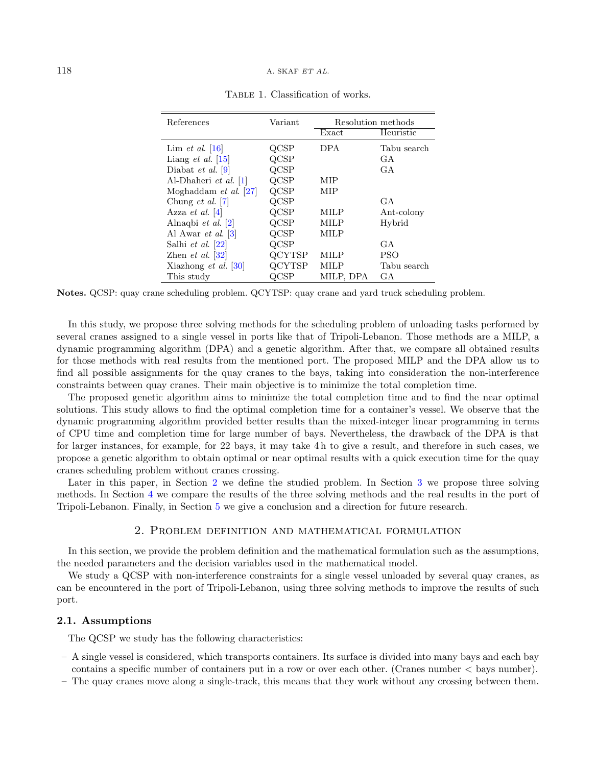Table 1. Classification of works.

| References | Variant | Resolution methods | |
|---|---|---|---|
| | | Exact | Heuristic |
| Lim *et al.* [16] | QCSP | DPA | Tabu search |
| Liang *et al.* [15] | QCSP | | GA |
| Diabat *et al.* [9] | QCSP | | GA |
| Al-Dhaheri *et al.* [1] | QCSP | MIP | |
| Moghaddam *et al.* [27] | QCSP | MIP | |
| Chung *et al.* [7] | QCSP | | GA |
| Azza *et al.* [4] | QCSP | MILP | Ant-colony |
| Alnaqbi *et al.* [2] | QCSP | MILP | Hybrid |
| Al Awar *et al.* [3] | QCSP | MILP | |
| Salhi *et al.* [22] | QCSP | | GA |
| Zhen *et al.* [32] | QCYTSP | MILP | PSO |
| Xiazhong *et al.* [30] | QCYTSP | MILP | Tabu search |
| This study | QCSP | MILP, DPA | GA |

**Notes.** QCSP: quay crane scheduling problem. QCYTSP: quay crane and yard truck scheduling problem.

In this study, we propose three solving methods for the scheduling problem of unloading tasks performed by several cranes assigned to a single vessel in ports like that of Tripoli-Lebanon. Those methods are a MILP, a dynamic programming algorithm (DPA) and a genetic algorithm. After that, we compare all obtained results for those methods with real results from the mentioned port. The proposed MILP and the DPA allow us to find all possible assignments for the quay cranes to the bays, taking into consideration the non-interference constraints between quay cranes. Their main objective is to minimize the total completion time.

The proposed genetic algorithm aims to minimize the total completion time and to find the near optimal solutions. This study allows to find the optimal completion time for a container's vessel. We observe that the dynamic programming algorithm provided better results than the mixed-integer linear programming in terms of CPU time and completion time for large number of bays. Nevertheless, the drawback of the DPA is that for larger instances, for example, for 22 bays, it may take 4 h to give a result, and therefore in such cases, we propose a genetic algorithm to obtain optimal or near optimal results with a quick execution time for the quay cranes scheduling problem without cranes crossing.

Later in this paper, in Section 2 we define the studied problem. In Section 3 we propose three solving methods. In Section 4 we compare the results of the three solving methods and the real results in the port of Tripoli-Lebanon. Finally, in Section 5 we give a conclusion and a direction for future research.

## 2. Problem definition and mathematical formulation

In this section, we provide the problem definition and the mathematical formulation such as the assumptions, the needed parameters and the decision variables used in the mathematical model.

We study a QCSP with non-interference constraints for a single vessel unloaded by several quay cranes, as can be encountered in the port of Tripoli-Lebanon, using three solving methods to improve the results of such port.

### 2.1. Assumptions

The QCSP we study has the following characteristics:

- A single vessel is considered, which transports containers. Its surface is divided into many bays and each bay contains a specific number of containers put in a row or over each other. (Cranes number < bays number).
- The quay cranes move along a single-track, this means that they work without any crossing between them.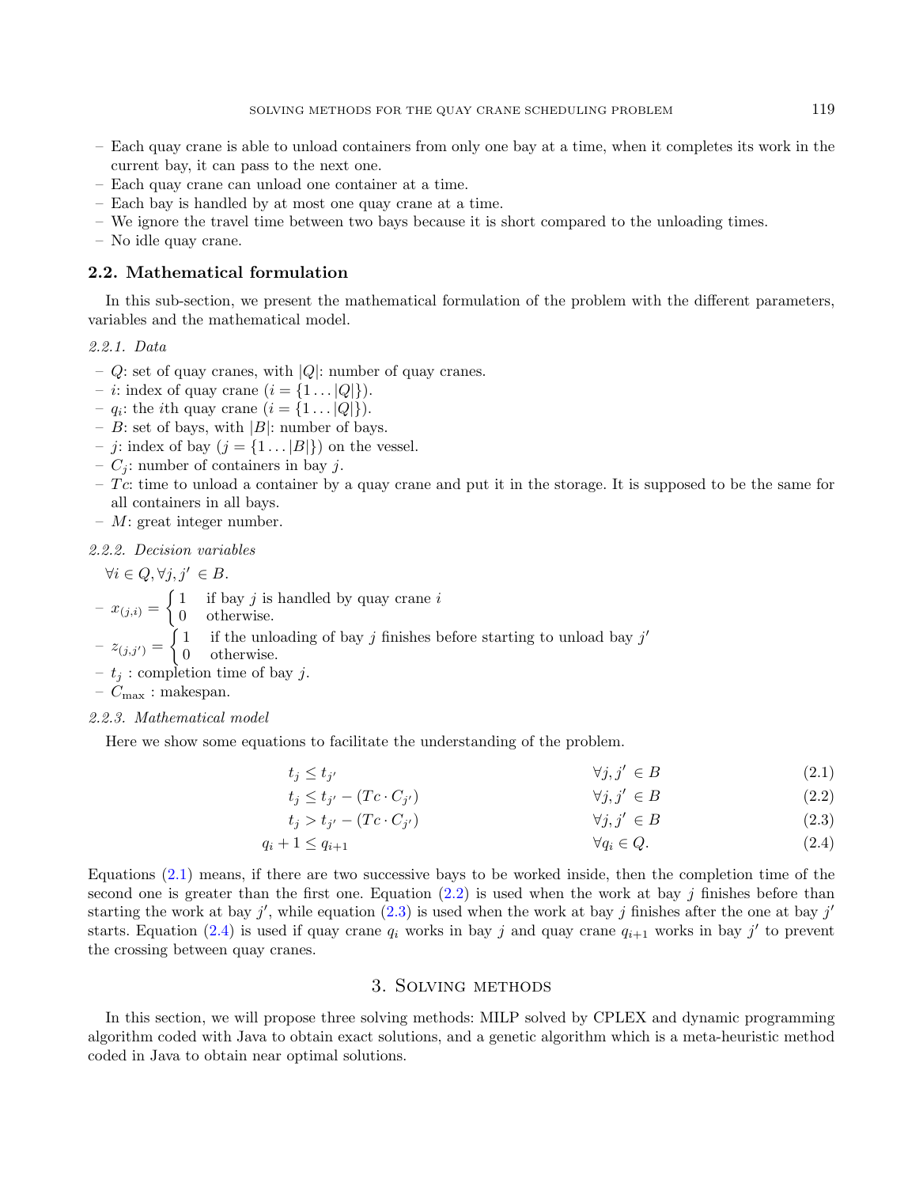- Each quay crane is able to unload containers from only one bay at a time, when it completes its work in the current bay, it can pass to the next one.
- Each quay crane can unload one container at a time.
- Each bay is handled by at most one quay crane at a time.
- We ignore the travel time between two bays because it is short compared to the unloading times.
- No idle quay crane.

## 2.2. Mathematical formulation

In this sub-section, we present the mathematical formulation of the problem with the different parameters, variables and the mathematical model.

### 2.2.1. Data

- $Q$: set of quay cranes, with $|Q|$: number of quay cranes.
- $i$: index of quay crane ($i = \{1 \dots |Q|\}$).
- $q_i$: the $i$th quay crane ($i = \{1 \dots |Q|\}$).
- $B$: set of bays, with $|B|$: number of bays.
- $j$: index of bay ($j = \{1 \dots |B|\}$) on the vessel.
- $C_j$: number of containers in bay $j$.
- $Tc$: time to unload a container by a quay crane and put it in the storage. It is supposed to be the same for all containers in all bays.
- $M$: great integer number.

### 2.2.2. Decision variables

$\forall i \in Q, \forall j, j' \in B.$

- $x_{(j,i)} = \begin{cases} 1 & \text{if bay } j \text{ is handled by quay crane } i \\ 0 & \text{otherwise.} \end{cases}$
- $z_{(j,j')} = \begin{cases} 1 & \text{if the unloading of bay } j \text{ finishes before starting to unload bay } j' \\ 0 & \text{otherwise.} \end{cases}$
- $t_j$ : completion time of bay $j$.
- $C_{\max}$ : makespan.

### 2.2.3. Mathematical model

Here we show some equations to facilitate the understanding of the problem.

$$t_j \leq t_{j'} \qquad \forall j, j' \in B \tag{2.1}$$

$$t_j \leq t_{j'} - (Tc \cdot C_{j'}) \qquad \forall j, j' \in B \tag{2.2}$$

$$t_j > t_{j'} - (Tc \cdot C_{j'}) \qquad \forall j, j' \in B \tag{2.3}$$

$$q_i + 1 \leq q_{i+1} \qquad \forall q_i \in Q. \tag{2.4}$$

Equations (2.1) means, if there are two successive bays to be worked inside, then the completion time of the second one is greater than the first one. Equation (2.2) is used when the work at bay $j$ finishes before than starting the work at bay $j'$, while equation (2.3) is used when the work at bay $j$ finishes after the one at bay $j'$ starts. Equation (2.4) is used if quay crane $q_i$ works in bay $j$ and quay crane $q_{i+1}$ works in bay $j'$ to prevent the crossing between quay cranes.

# 3. Solving methods

In this section, we will propose three solving methods: MILP solved by CPLEX and dynamic programming algorithm coded with Java to obtain exact solutions, and a genetic algorithm which is a meta-heuristic method coded in Java to obtain near optimal solutions.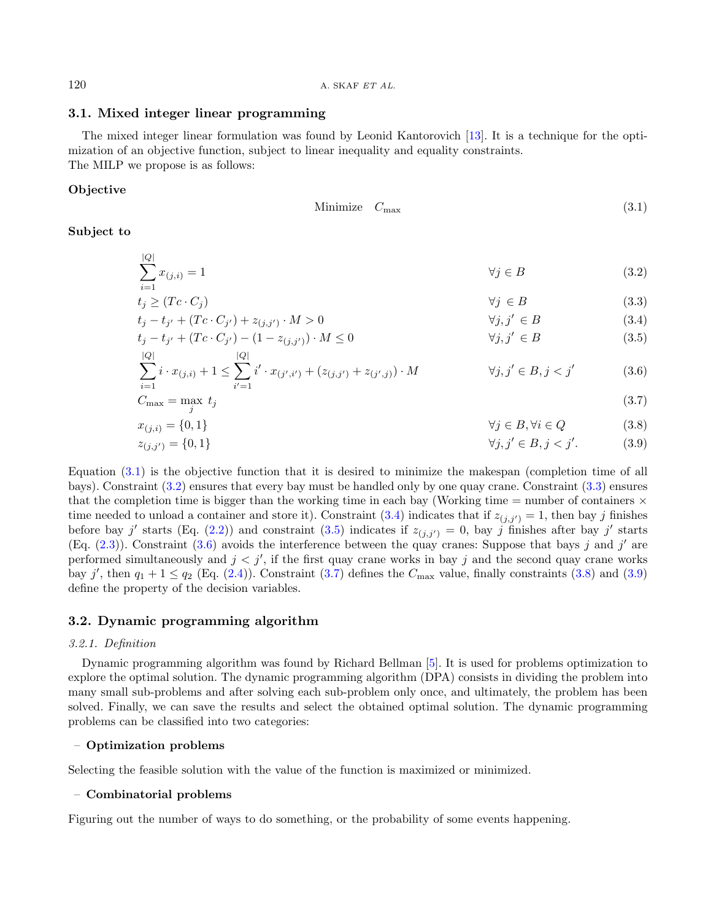### 3.1. Mixed integer linear programming

The mixed integer linear formulation was found by Leonid Kantorovich [13]. It is a technique for the optimization of an objective function, subject to linear inequality and equality constraints.
The MILP we propose is as follows:

**Objective**

$$\text{Minimize} \quad C_{\max} \tag{3.1}$$

**Subject to**

$$\sum_{i=1}^{|Q|} x_{(j,i)} = 1 \qquad \forall j \in B \tag{3.2}$$

$$t_j \geq (Tc \cdot C_j) \qquad \forall j \in B \tag{3.3}$$

$$t_j - t_{j'} + (Tc \cdot C_{j'}) + z_{(j,j')} \cdot M > 0 \qquad \forall j, j' \in B \tag{3.4}$$

$$t_j - t_{j'} + (Tc \cdot C_{j'}) - (1 - z_{(j,j')}) \cdot M \leq 0 \qquad \forall j, j' \in B \tag{3.5}$$

$$\sum_{i=1}^{|Q|} i \cdot x_{(j,i)} + 1 \leq \sum_{i'=1}^{|Q|} i' \cdot x_{(j',i')} + (z_{(j,j')} + z_{(j',j)}) \cdot M \qquad \forall j, j' \in B, j < j' \tag{3.6}$$

$$C_{\max} = \max_j \; t_j \tag{3.7}$$

$$x_{(j,i)} = \{0, 1\} \qquad \forall j \in B, \forall i \in Q \tag{3.8}$$

$$z_{(j,j')} = \{0, 1\} \qquad \forall j, j' \in B, j < j'. \tag{3.9}$$

Equation (3.1) is the objective function that it is desired to minimize the makespan (completion time of all bays). Constraint (3.2) ensures that every bay must be handled only by one quay crane. Constraint (3.3) ensures that the completion time is bigger than the working time in each bay (Working time = number of containers × time needed to unload a container and store it). Constraint (3.4) indicates that if $z_{(j,j')} = 1$, then bay $j$ finishes before bay $j'$ starts (Eq. (2.2)) and constraint (3.5) indicates if $z_{(j,j')} = 0$, bay $j$ finishes after bay $j'$ starts (Eq. (2.3)). Constraint (3.6) avoids the interference between the quay cranes: Suppose that bays $j$ and $j'$ are performed simultaneously and $j < j'$, if the first quay crane works in bay $j$ and the second quay crane works bay $j'$, then $q_1 + 1 \leq q_2$ (Eq. (2.4)). Constraint (3.7) defines the $C_{\max}$ value, finally constraints (3.8) and (3.9) define the property of the decision variables.

### 3.2. Dynamic programming algorithm

#### *3.2.1. Definition*

Dynamic programming algorithm was found by Richard Bellman [5]. It is used for problems optimization to explore the optimal solution. The dynamic programming algorithm (DPA) consists in dividing the problem into many small sub-problems and after solving each sub-problem only once, and ultimately, the problem has been solved. Finally, we can save the results and select the obtained optimal solution. The dynamic programming problems can be classified into two categories:

– **Optimization problems**

Selecting the feasible solution with the value of the function is maximized or minimized.

– **Combinatorial problems**

Figuring out the number of ways to do something, or the probability of some events happening.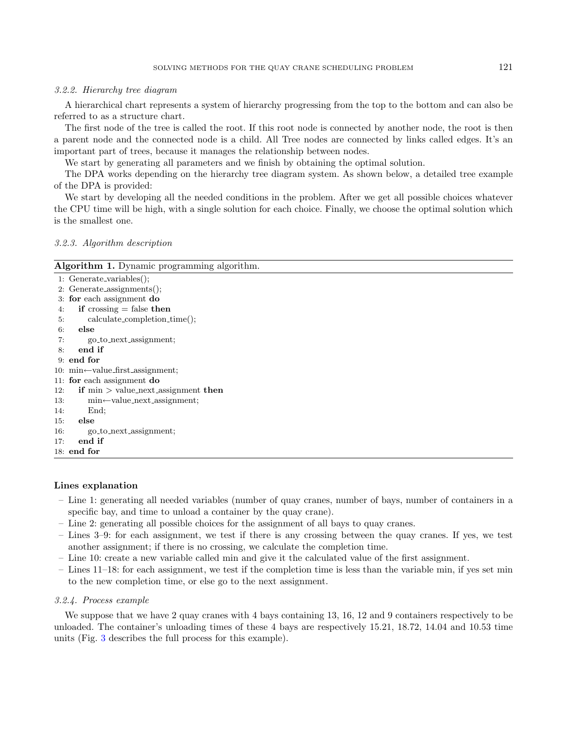### 3.2.2. Hierarchy tree diagram

A hierarchical chart represents a system of hierarchy progressing from the top to the bottom and can also be referred to as a structure chart.

The first node of the tree is called the root. If this root node is connected by another node, the root is then a parent node and the connected node is a child. All Tree nodes are connected by links called edges. It's an important part of trees, because it manages the relationship between nodes.

We start by generating all parameters and we finish by obtaining the optimal solution.

The DPA works depending on the hierarchy tree diagram system. As shown below, a detailed tree example of the DPA is provided:

We start by developing all the needed conditions in the problem. After we get all possible choices whatever the CPU time will be high, with a single solution for each choice. Finally, we choose the optimal solution which is the smallest one.

### 3.2.3. Algorithm description

**Algorithm 1.** Dynamic programming algorithm.

```
1: Generate_variables();
2: Generate_assignments();
3: for each assignment do
4:    if crossing = false then
5:       calculate_completion_time();
6:    else
7:       go_to_next_assignment;
8:    end if
9: end for
10: min←value_first_assignment;
11: for each assignment do
12:    if min > value_next_assignment then
13:       min←value_next_assignment;
14:       End;
15:    else
16:       go_to_next_assignment;
17:    end if
18: end for
```

**Lines explanation**

- Line 1: generating all needed variables (number of quay cranes, number of bays, number of containers in a specific bay, and time to unload a container by the quay crane).
- Line 2: generating all possible choices for the assignment of all bays to quay cranes.
- Lines 3–9: for each assignment, we test if there is any crossing between the quay cranes. If yes, we test another assignment; if there is no crossing, we calculate the completion time.
- Line 10: create a new variable called min and give it the calculated value of the first assignment.
- Lines 11–18: for each assignment, we test if the completion time is less than the variable min, if yes set min to the new completion time, or else go to the next assignment.

### 3.2.4. Process example

We suppose that we have 2 quay cranes with 4 bays containing 13, 16, 12 and 9 containers respectively to be unloaded. The container's unloading times of these 4 bays are respectively 15.21, 18.72, 14.04 and 10.53 time units (Fig. 3 describes the full process for this example).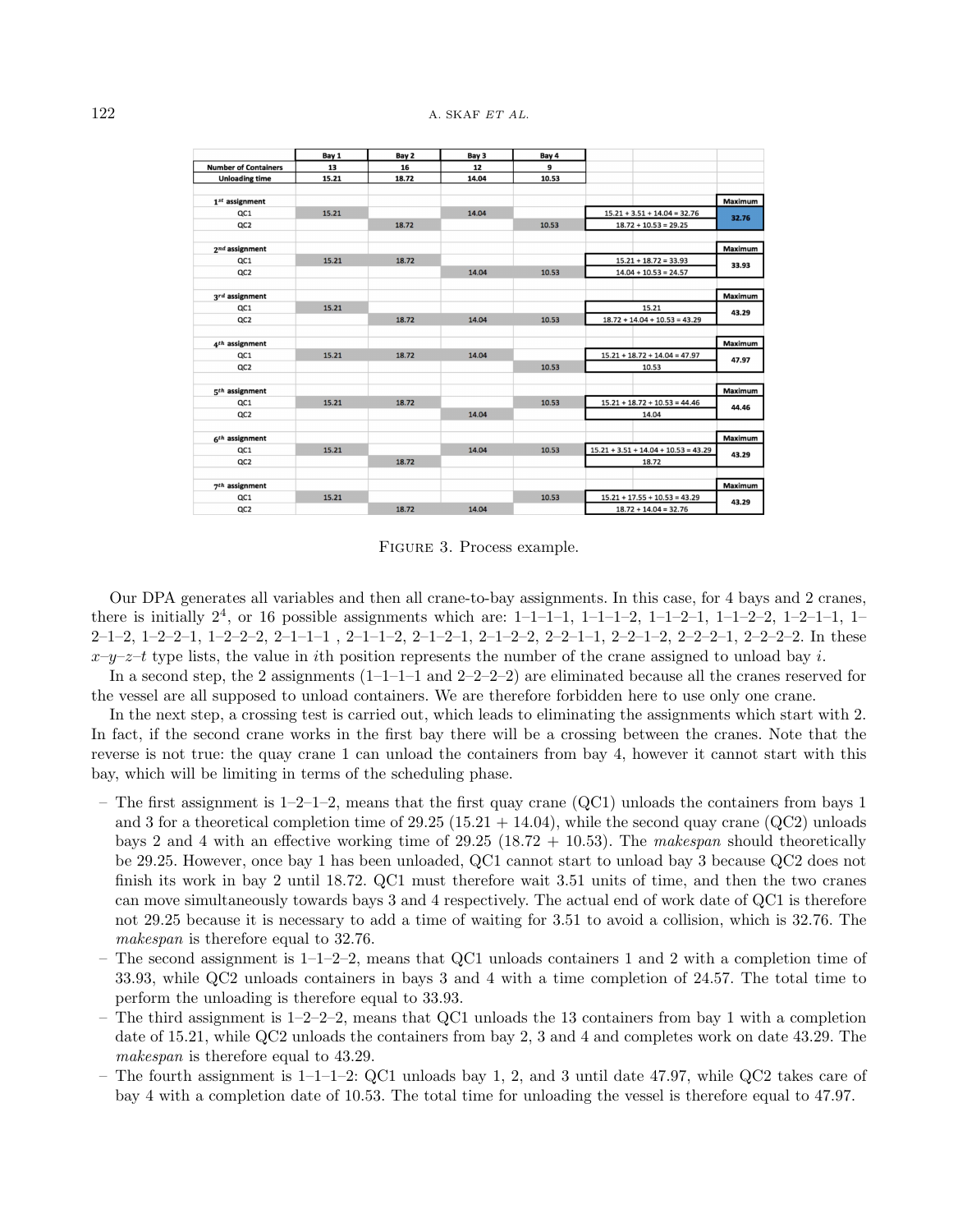|  | Bay 1 | Bay 2 | Bay 3 | Bay 4 |  |  |
|---|---|---|---|---|---|---|
| Number of Containers | 13 | 16 | 12 | 9 |  |  |
| Unloading time | 15.21 | 18.72 | 14.04 | 10.53 |  |  |
|  |  |  |  |  |  |  |
| 1st assignment |  |  |  |  |  | Maximum |
| QC1 | 15.21 |  | 14.04 |  | 15.21 + 3.51 + 14.04 = 32.76 | 32.76 |
| QC2 |  | 18.72 |  | 10.53 | 18.72 + 10.53 = 29.25 |  |
|  |  |  |  |  |  |  |
| 2nd assignment |  |  |  |  |  | Maximum |
| QC1 | 15.21 | 18.72 |  |  | 15.21 + 18.72 = 33.93 | 33.93 |
| QC2 |  |  | 14.04 | 10.53 | 14.04 + 10.53 = 24.57 |  |
|  |  |  |  |  |  |  |
| 3rd assignment |  |  |  |  |  | Maximum |
| QC1 | 15.21 |  |  |  | 15.21 | 43.29 |
| QC2 |  | 18.72 | 14.04 | 10.53 | 18.72 + 14.04 + 10.53 = 43.29 |  |
|  |  |  |  |  |  |  |
| 4th assignment |  |  |  |  |  | Maximum |
| QC1 | 15.21 | 18.72 | 14.04 |  | 15.21 + 18.72 + 14.04 = 47.97 | 47.97 |
| QC2 |  |  |  | 10.53 | 10.53 |  |
|  |  |  |  |  |  |  |
| 5th assignment |  |  |  |  |  | Maximum |
| QC1 | 15.21 | 18.72 |  | 10.53 | 15.21 + 18.72 + 10.53 = 44.46 | 44.46 |
| QC2 |  |  | 14.04 |  | 14.04 |  |
|  |  |  |  |  |  |  |
| 6th assignment |  |  |  |  |  | Maximum |
| QC1 | 15.21 |  | 14.04 | 10.53 | 15.21 + 3.51 + 14.04 + 10.53 = 43.29 | 43.29 |
| QC2 |  | 18.72 |  |  | 18.72 |  |
|  |  |  |  |  |  |  |
| 7th assignment |  |  |  |  |  | Maximum |
| QC1 | 15.21 |  |  | 10.53 | 15.21 + 17.55 + 10.53 = 43.29 | 43.29 |
| QC2 |  | 18.72 | 14.04 |  | 18.72 + 14.04 = 32.76 |  |

FIGURE 3. Process example.

Our DPA generates all variables and then all crane-to-bay assignments. In this case, for 4 bays and 2 cranes, there is initially $2^4$, or 16 possible assignments which are: 1–1–1–1, 1–1–1–2, 1–1–2–1, 1–1–2–2, 1–2–1–1, 1–2–1–2, 1–2–2–1, 1–2–2–2, 2–1–1–1 , 2–1–1–2, 2–1–2–1, 2–1–2–2, 2–2–1–1, 2–2–1–2, 2–2–2–1, 2–2–2–2. In these $x$–$y$–$z$–$t$ type lists, the value in $i$th position represents the number of the crane assigned to unload bay $i$.

In a second step, the 2 assignments (1–1–1–1 and 2–2–2–2) are eliminated because all the cranes reserved for the vessel are all supposed to unload containers. We are therefore forbidden here to use only one crane.

In the next step, a crossing test is carried out, which leads to eliminating the assignments which start with 2. In fact, if the second crane works in the first bay there will be a crossing between the cranes. Note that the reverse is not true: the quay crane 1 can unload the containers from bay 4, however it cannot start with this bay, which will be limiting in terms of the scheduling phase.

- The first assignment is 1–2–1–2, means that the first quay crane (QC1) unloads the containers from bays 1 and 3 for a theoretical completion time of 29.25 (15.21 + 14.04), while the second quay crane (QC2) unloads bays 2 and 4 with an effective working time of 29.25 (18.72 + 10.53). The *makespan* should theoretically be 29.25. However, once bay 1 has been unloaded, QC1 cannot start to unload bay 3 because QC2 does not finish its work in bay 2 until 18.72. QC1 must therefore wait 3.51 units of time, and then the two cranes can move simultaneously towards bays 3 and 4 respectively. The actual end of work date of QC1 is therefore not 29.25 because it is necessary to add a time of waiting for 3.51 to avoid a collision, which is 32.76. The *makespan* is therefore equal to 32.76.
- The second assignment is 1–1–2–2, means that QC1 unloads containers 1 and 2 with a completion time of 33.93, while QC2 unloads containers in bays 3 and 4 with a time completion of 24.57. The total time to perform the unloading is therefore equal to 33.93.
- The third assignment is 1–2–2–2, means that QC1 unloads the 13 containers from bay 1 with a completion date of 15.21, while QC2 unloads the containers from bay 2, 3 and 4 and completes work on date 43.29. The *makespan* is therefore equal to 43.29.
- The fourth assignment is 1–1–1–2: QC1 unloads bay 1, 2, and 3 until date 47.97, while QC2 takes care of bay 4 with a completion date of 10.53. The total time for unloading the vessel is therefore equal to 47.97.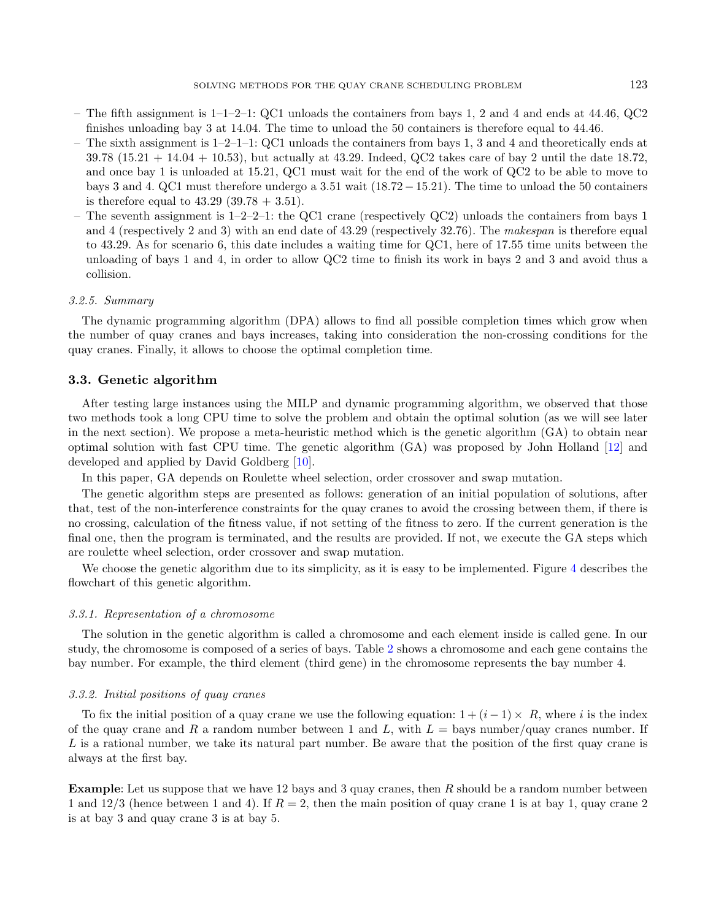- The fifth assignment is 1–1–2–1: QC1 unloads the containers from bays 1, 2 and 4 and ends at 44.46, QC2 finishes unloading bay 3 at 14.04. The time to unload the 50 containers is therefore equal to 44.46.
- The sixth assignment is 1–2–1–1: QC1 unloads the containers from bays 1, 3 and 4 and theoretically ends at 39.78 (15.21 + 14.04 + 10.53), but actually at 43.29. Indeed, QC2 takes care of bay 2 until the date 18.72, and once bay 1 is unloaded at 15.21, QC1 must wait for the end of the work of QC2 to be able to move to bays 3 and 4. QC1 must therefore undergo a 3.51 wait (18.72 − 15.21). The time to unload the 50 containers is therefore equal to 43.29 (39.78 + 3.51).
- The seventh assignment is 1–2–2–1: the QC1 crane (respectively QC2) unloads the containers from bays 1 and 4 (respectively 2 and 3) with an end date of 43.29 (respectively 32.76). The *makespan* is therefore equal to 43.29. As for scenario 6, this date includes a waiting time for QC1, here of 17.55 time units between the unloading of bays 1 and 4, in order to allow QC2 time to finish its work in bays 2 and 3 and avoid thus a collision.

#### 3.2.5. Summary

The dynamic programming algorithm (DPA) allows to find all possible completion times which grow when the number of quay cranes and bays increases, taking into consideration the non-crossing conditions for the quay cranes. Finally, it allows to choose the optimal completion time.

### 3.3. Genetic algorithm

After testing large instances using the MILP and dynamic programming algorithm, we observed that those two methods took a long CPU time to solve the problem and obtain the optimal solution (as we will see later in the next section). We propose a meta-heuristic method which is the genetic algorithm (GA) to obtain near optimal solution with fast CPU time. The genetic algorithm (GA) was proposed by John Holland [12] and developed and applied by David Goldberg [10].

In this paper, GA depends on Roulette wheel selection, order crossover and swap mutation.

The genetic algorithm steps are presented as follows: generation of an initial population of solutions, after that, test of the non-interference constraints for the quay cranes to avoid the crossing between them, if there is no crossing, calculation of the fitness value, if not setting of the fitness to zero. If the current generation is the final one, then the program is terminated, and the results are provided. If not, we execute the GA steps which are roulette wheel selection, order crossover and swap mutation.

We choose the genetic algorithm due to its simplicity, as it is easy to be implemented. Figure 4 describes the flowchart of this genetic algorithm.

#### 3.3.1. Representation of a chromosome

The solution in the genetic algorithm is called a chromosome and each element inside is called gene. In our study, the chromosome is composed of a series of bays. Table 2 shows a chromosome and each gene contains the bay number. For example, the third element (third gene) in the chromosome represents the bay number 4.

#### 3.3.2. Initial positions of quay cranes

To fix the initial position of a quay crane we use the following equation: $1 + (i - 1) \times R$, where $i$ is the index of the quay crane and $R$ a random number between 1 and $L$, with $L$ = bays number/quay cranes number. If $L$ is a rational number, we take its natural part number. Be aware that the position of the first quay crane is always at the first bay.

**Example**: Let us suppose that we have 12 bays and 3 quay cranes, then $R$ should be a random number between 1 and 12/3 (hence between 1 and 4). If $R = 2$, then the main position of quay crane 1 is at bay 1, quay crane 2 is at bay 3 and quay crane 3 is at bay 5.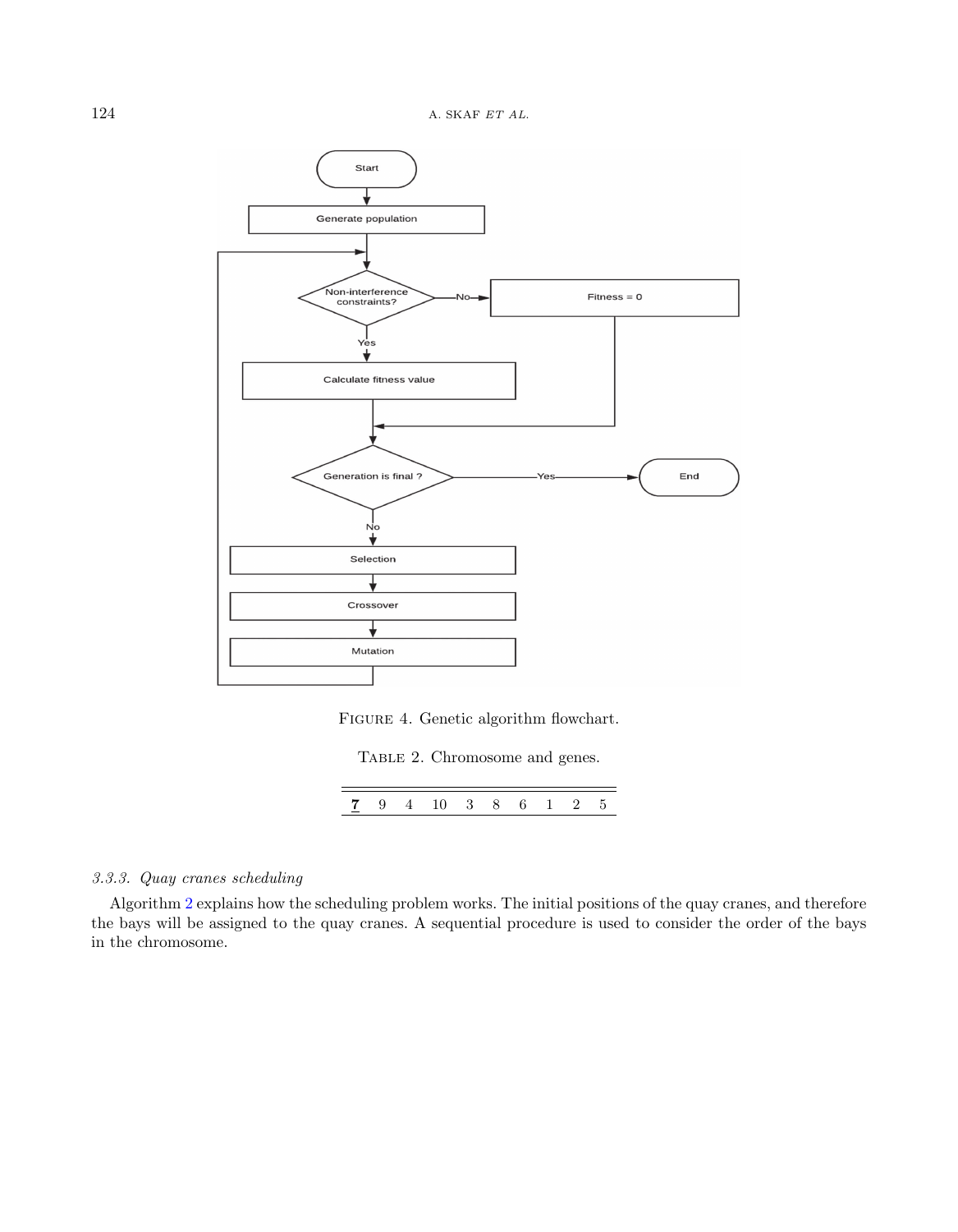FIGURE 4. Genetic algorithm flowchart.

TABLE 2. Chromosome and genes.

| **7** | 9 | 4 | 10 | 3 | 8 | 6 | 1 | 2 | 5 |
|---|---|---|---|---|---|---|---|---|---|

### *3.3.3. Quay cranes scheduling*

Algorithm 2 explains how the scheduling problem works. The initial positions of the quay cranes, and therefore the bays will be assigned to the quay cranes. A sequential procedure is used to consider the order of the bays in the chromosome.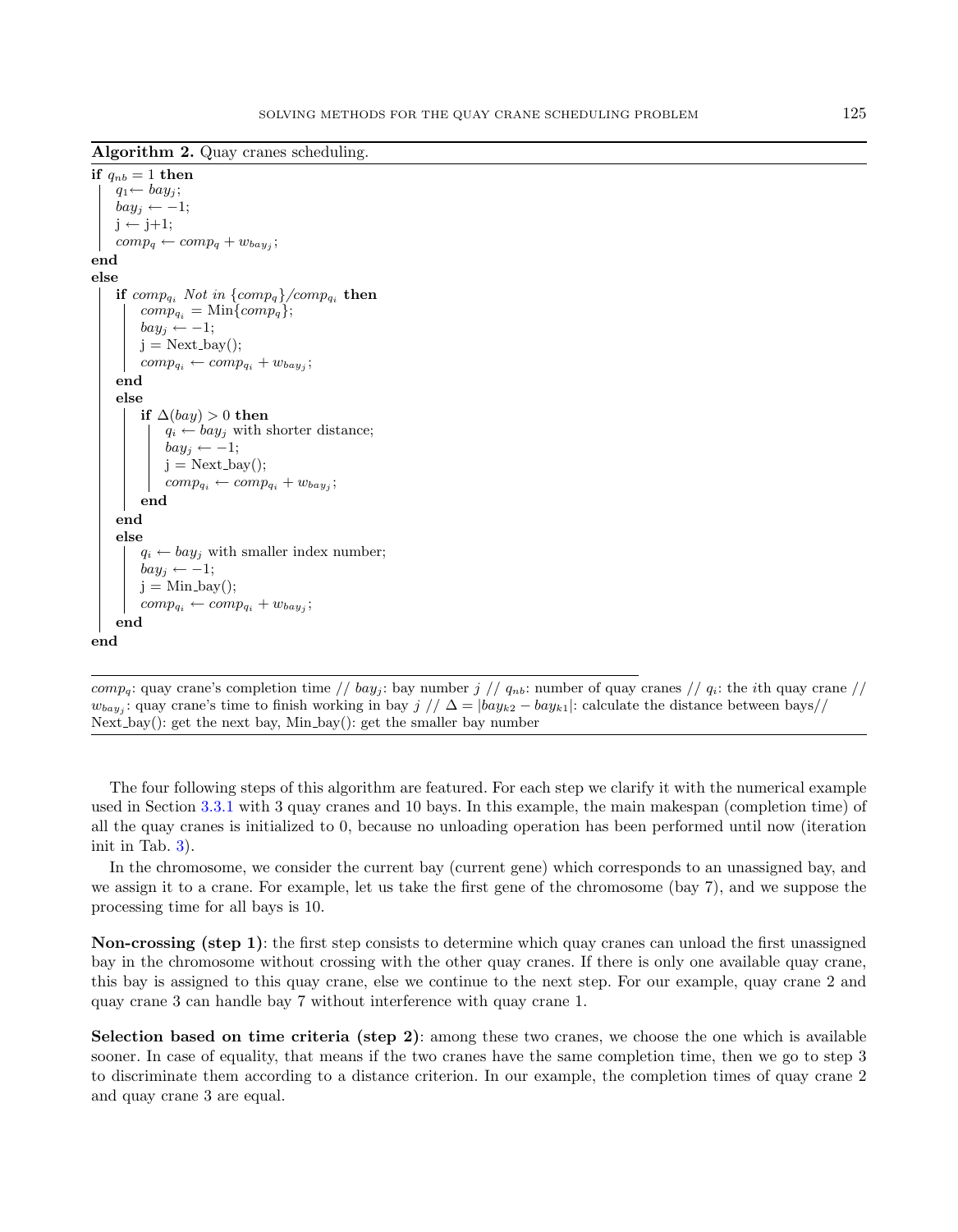**Algorithm 2.** Quay cranes scheduling.

```
if q_nb = 1 then
    q_1 ← bay_j;
    bay_j ← −1;
    j ← j+1;
    comp_q ← comp_q + w_{bay_j};
end
else
    if comp_{q_i} Not in {comp_q}/comp_{q_i} then
        comp_{q_i} = Min{comp_q};
        bay_j ← −1;
        j = Next_bay();
        comp_{q_i} ← comp_{q_i} + w_{bay_j};
    end
    else
        if Δ(bay) > 0 then
            q_i ← bay_j with shorter distance;
            bay_j ← −1;
            j = Next_bay();
            comp_{q_i} ← comp_{q_i} + w_{bay_j};
        end
    end
    else
        q_i ← bay_j with smaller index number;
        bay_j ← −1;
        j = Min_bay();
        comp_{q_i} ← comp_{q_i} + w_{bay_j};
    end
end
```

*$comp_q$: quay crane's completion time // $bay_j$: bay number $j$ // $q_{nb}$: number of quay cranes // $q_i$: the $i$th quay crane // $w_{bay_j}$: quay crane's time to finish working in bay $j$ // $\Delta = |bay_{k2} - bay_{k1}|$: calculate the distance between bays// Next_bay(): get the next bay, Min_bay(): get the smaller bay number*

The four following steps of this algorithm are featured. For each step we clarify it with the numerical example used in Section 3.3.1 with 3 quay cranes and 10 bays. In this example, the main makespan (completion time) of all the quay cranes is initialized to 0, because no unloading operation has been performed until now (iteration init in Tab. 3).

In the chromosome, we consider the current bay (current gene) which corresponds to an unassigned bay, and we assign it to a crane. For example, let us take the first gene of the chromosome (bay 7), and we suppose the processing time for all bays is 10.

**Non-crossing (step 1)**: the first step consists to determine which quay cranes can unload the first unassigned bay in the chromosome without crossing with the other quay cranes. If there is only one available quay crane, this bay is assigned to this quay crane, else we continue to the next step. For our example, quay crane 2 and quay crane 3 can handle bay 7 without interference with quay crane 1.

**Selection based on time criteria (step 2)**: among these two cranes, we choose the one which is available sooner. In case of equality, that means if the two cranes have the same completion time, then we go to step 3 to discriminate them according to a distance criterion. In our example, the completion times of quay crane 2 and quay crane 3 are equal.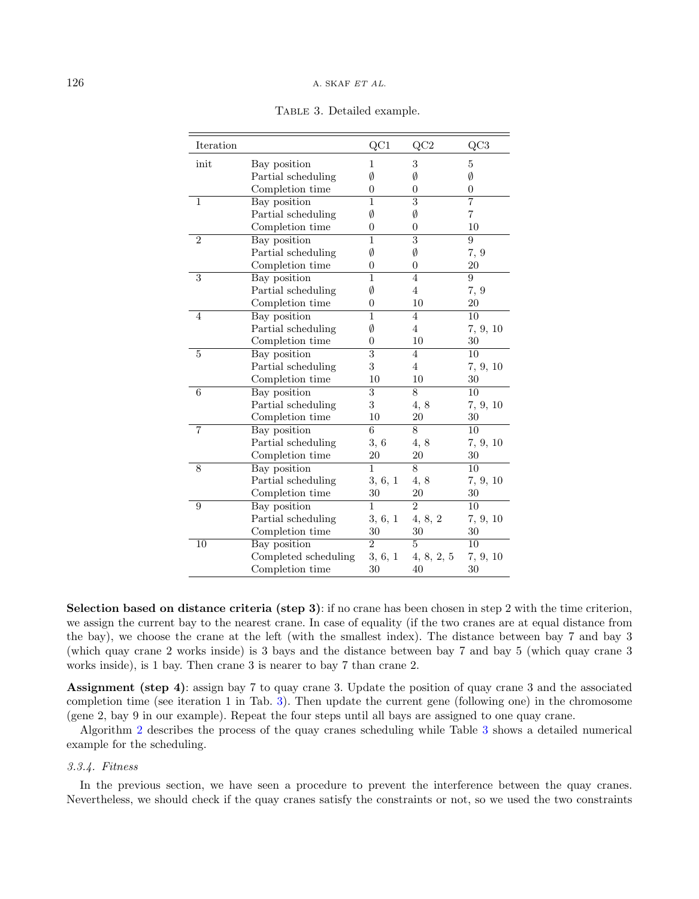Table 3. Detailed example.

| Iteration | | QC1 | QC2 | QC3 |
|---|---|---|---|---|
| init | Bay position | 1 | 3 | 5 |
| | Partial scheduling | ∅ | ∅ | ∅ |
| | Completion time | 0 | 0 | 0 |
| 1 | Bay position | 1 | 3 | 7 |
| | Partial scheduling | ∅ | ∅ | 7 |
| | Completion time | 0 | 0 | 10 |
| 2 | Bay position | 1 | 3 | 9 |
| | Partial scheduling | ∅ | ∅ | 7, 9 |
| | Completion time | 0 | 0 | 20 |
| 3 | Bay position | 1 | 4 | 9 |
| | Partial scheduling | ∅ | 4 | 7, 9 |
| | Completion time | 0 | 10 | 20 |
| 4 | Bay position | 1 | 4 | 10 |
| | Partial scheduling | ∅ | 4 | 7, 9, 10 |
| | Completion time | 0 | 10 | 30 |
| 5 | Bay position | 3 | 4 | 10 |
| | Partial scheduling | 3 | 4 | 7, 9, 10 |
| | Completion time | 10 | 10 | 30 |
| 6 | Bay position | 3 | 8 | 10 |
| | Partial scheduling | 3 | 4, 8 | 7, 9, 10 |
| | Completion time | 10 | 20 | 30 |
| 7 | Bay position | 6 | 8 | 10 |
| | Partial scheduling | 3, 6 | 4, 8 | 7, 9, 10 |
| | Completion time | 20 | 20 | 30 |
| 8 | Bay position | 1 | 8 | 10 |
| | Partial scheduling | 3, 6, 1 | 4, 8 | 7, 9, 10 |
| | Completion time | 30 | 20 | 30 |
| 9 | Bay position | 1 | 2 | 10 |
| | Partial scheduling | 3, 6, 1 | 4, 8, 2 | 7, 9, 10 |
| | Completion time | 30 | 30 | 30 |
| 10 | Bay position | 2 | 5 | 10 |
| | Completed scheduling | 3, 6, 1 | 4, 8, 2, 5 | 7, 9, 10 |
| | Completion time | 30 | 40 | 30 |

**Selection based on distance criteria (step 3)**: if no crane has been chosen in step 2 with the time criterion, we assign the current bay to the nearest crane. In case of equality (if the two cranes are at equal distance from the bay), we choose the crane at the left (with the smallest index). The distance between bay 7 and bay 3 (which quay crane 2 works inside) is 3 bays and the distance between bay 7 and bay 5 (which quay crane 3 works inside), is 1 bay. Then crane 3 is nearer to bay 7 than crane 2.

**Assignment (step 4)**: assign bay 7 to quay crane 3. Update the position of quay crane 3 and the associated completion time (see iteration 1 in Tab. 3). Then update the current gene (following one) in the chromosome (gene 2, bay 9 in our example). Repeat the four steps until all bays are assigned to one quay crane.

Algorithm 2 describes the process of the quay cranes scheduling while Table 3 shows a detailed numerical example for the scheduling.

### 3.3.4. *Fitness*

In the previous section, we have seen a procedure to prevent the interference between the quay cranes. Nevertheless, we should check if the quay cranes satisfy the constraints or not, so we used the two constraints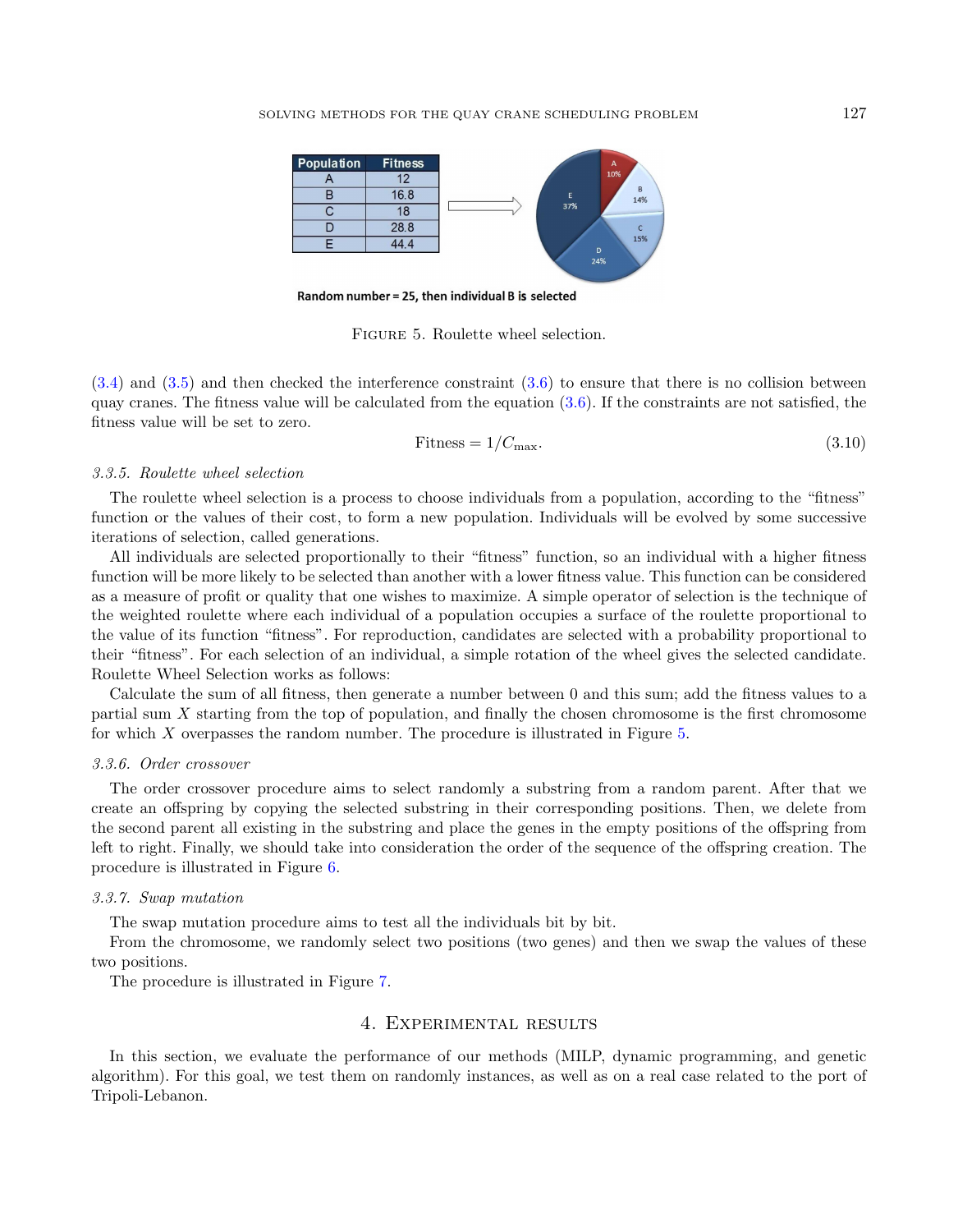| Population | Fitness |
|---|---|
| A | 12 |
| B | 16.8 |
| C | 18 |
| D | 28.8 |
| E | 44.4 |

**Random number = 25, then individual B is selected**

Figure 5. Roulette wheel selection.

(3.4) and (3.5) and then checked the interference constraint (3.6) to ensure that there is no collision between quay cranes. The fitness value will be calculated from the equation (3.6). If the constraints are not satisfied, the fitness value will be set to zero.

$$\text{Fitness} = 1/C_{\max}. \tag{3.10}$$

### 3.3.5. Roulette wheel selection

The roulette wheel selection is a process to choose individuals from a population, according to the "fitness" function or the values of their cost, to form a new population. Individuals will be evolved by some successive iterations of selection, called generations.

All individuals are selected proportionally to their "fitness" function, so an individual with a higher fitness function will be more likely to be selected than another with a lower fitness value. This function can be considered as a measure of profit or quality that one wishes to maximize. A simple operator of selection is the technique of the weighted roulette where each individual of a population occupies a surface of the roulette proportional to the value of its function "fitness". For reproduction, candidates are selected with a probability proportional to their "fitness". For each selection of an individual, a simple rotation of the wheel gives the selected candidate. Roulette Wheel Selection works as follows:

Calculate the sum of all fitness, then generate a number between 0 and this sum; add the fitness values to a partial sum $X$ starting from the top of population, and finally the chosen chromosome is the first chromosome for which $X$ overpasses the random number. The procedure is illustrated in Figure 5.

### 3.3.6. Order crossover

The order crossover procedure aims to select randomly a substring from a random parent. After that we create an offspring by copying the selected substring in their corresponding positions. Then, we delete from the second parent all existing in the substring and place the genes in the empty positions of the offspring from left to right. Finally, we should take into consideration the order of the sequence of the offspring creation. The procedure is illustrated in Figure 6.

### 3.3.7. Swap mutation

The swap mutation procedure aims to test all the individuals bit by bit.

From the chromosome, we randomly select two positions (two genes) and then we swap the values of these two positions.

The procedure is illustrated in Figure 7.

## 4. Experimental results

In this section, we evaluate the performance of our methods (MILP, dynamic programming, and genetic algorithm). For this goal, we test them on randomly instances, as well as on a real case related to the port of Tripoli-Lebanon.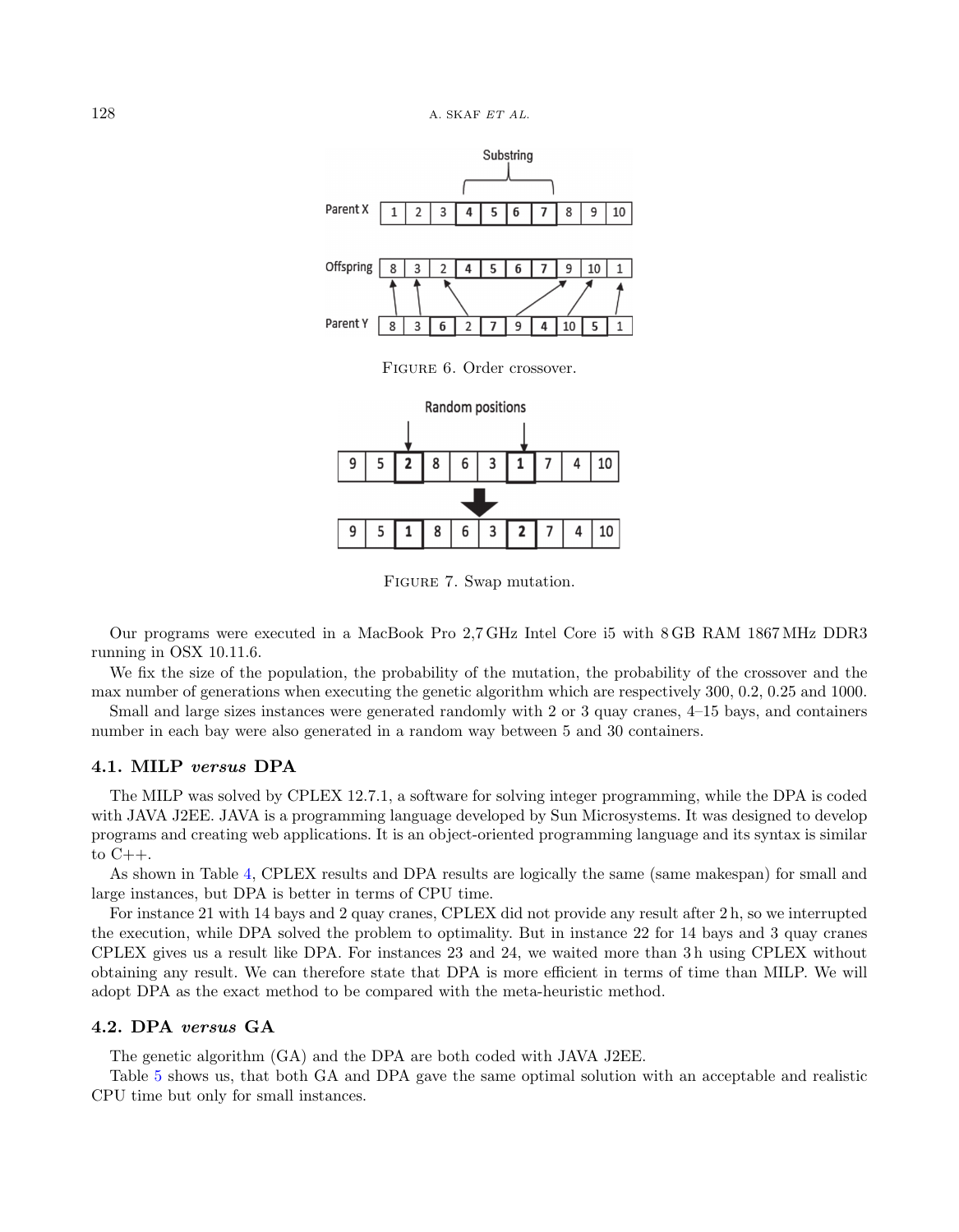Figure 6. Order crossover.

Figure 7. Swap mutation.

Our programs were executed in a MacBook Pro 2,7 GHz Intel Core i5 with 8 GB RAM 1867 MHz DDR3 running in OSX 10.11.6.

We fix the size of the population, the probability of the mutation, the probability of the crossover and the max number of generations when executing the genetic algorithm which are respectively 300, 0.2, 0.25 and 1000.

Small and large sizes instances were generated randomly with 2 or 3 quay cranes, 4–15 bays, and containers number in each bay were also generated in a random way between 5 and 30 containers.

### 4.1. MILP *versus* DPA

The MILP was solved by CPLEX 12.7.1, a software for solving integer programming, while the DPA is coded with JAVA J2EE. JAVA is a programming language developed by Sun Microsystems. It was designed to develop programs and creating web applications. It is an object-oriented programming language and its syntax is similar to C++.

As shown in Table 4, CPLEX results and DPA results are logically the same (same makespan) for small and large instances, but DPA is better in terms of CPU time.

For instance 21 with 14 bays and 2 quay cranes, CPLEX did not provide any result after 2 h, so we interrupted the execution, while DPA solved the problem to optimality. But in instance 22 for 14 bays and 3 quay cranes CPLEX gives us a result like DPA. For instances 23 and 24, we waited more than 3 h using CPLEX without obtaining any result. We can therefore state that DPA is more efficient in terms of time than MILP. We will adopt DPA as the exact method to be compared with the meta-heuristic method.

### 4.2. DPA *versus* GA

The genetic algorithm (GA) and the DPA are both coded with JAVA J2EE.

Table 5 shows us, that both GA and DPA gave the same optimal solution with an acceptable and realistic CPU time but only for small instances.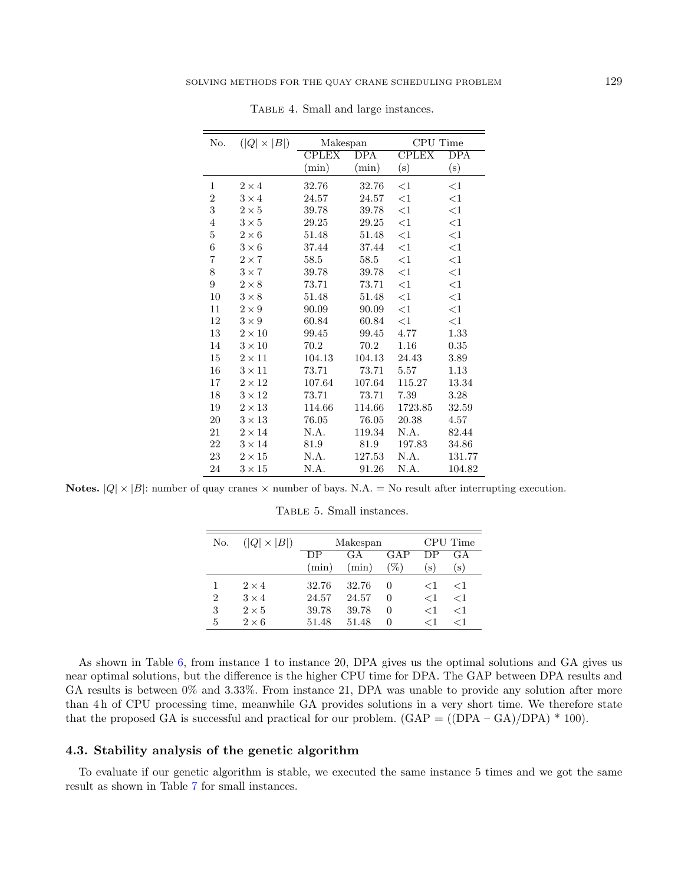Table 4. Small and large instances.

| No. | ($\|Q\| \times \|B\|$) | Makespan | | CPU Time | |
|---|---|---|---|---|---|
| | | CPLEX (min) | DPA (min) | CPLEX (s) | DPA (s) |
| 1 | $2 \times 4$ | 32.76 | 32.76 | <1 | <1 |
| 2 | $3 \times 4$ | 24.57 | 24.57 | <1 | <1 |
| 3 | $2 \times 5$ | 39.78 | 39.78 | <1 | <1 |
| 4 | $3 \times 5$ | 29.25 | 29.25 | <1 | <1 |
| 5 | $2 \times 6$ | 51.48 | 51.48 | <1 | <1 |
| 6 | $3 \times 6$ | 37.44 | 37.44 | <1 | <1 |
| 7 | $2 \times 7$ | 58.5 | 58.5 | <1 | <1 |
| 8 | $3 \times 7$ | 39.78 | 39.78 | <1 | <1 |
| 9 | $2 \times 8$ | 73.71 | 73.71 | <1 | <1 |
| 10 | $3 \times 8$ | 51.48 | 51.48 | <1 | <1 |
| 11 | $2 \times 9$ | 90.09 | 90.09 | <1 | <1 |
| 12 | $3 \times 9$ | 60.84 | 60.84 | <1 | <1 |
| 13 | $2 \times 10$ | 99.45 | 99.45 | 4.77 | 1.33 |
| 14 | $3 \times 10$ | 70.2 | 70.2 | 1.16 | 0.35 |
| 15 | $2 \times 11$ | 104.13 | 104.13 | 24.43 | 3.89 |
| 16 | $3 \times 11$ | 73.71 | 73.71 | 5.57 | 1.13 |
| 17 | $2 \times 12$ | 107.64 | 107.64 | 115.27 | 13.34 |
| 18 | $3 \times 12$ | 73.71 | 73.71 | 7.39 | 3.28 |
| 19 | $2 \times 13$ | 114.66 | 114.66 | 1723.85 | 32.59 |
| 20 | $3 \times 13$ | 76.05 | 76.05 | 20.38 | 4.57 |
| 21 | $2 \times 14$ | N.A. | 119.34 | N.A. | 82.44 |
| 22 | $3 \times 14$ | 81.9 | 81.9 | 197.83 | 34.86 |
| 23 | $2 \times 15$ | N.A. | 127.53 | N.A. | 131.77 |
| 24 | $3 \times 15$ | N.A. | 91.26 | N.A. | 104.82 |

**Notes.** $|Q| \times |B|$: number of quay cranes × number of bays. N.A. = No result after interrupting execution.

Table 5. Small instances.

| No. | ($\|Q\| \times \|B\|$) | Makespan | | | CPU Time | |
|---|---|---|---|---|---|---|
| | | DP (min) | GA (min) | GAP (%) | DP (s) | GA (s) |
| 1 | $2 \times 4$ | 32.76 | 32.76 | 0 | <1 | <1 |
| 2 | $3 \times 4$ | 24.57 | 24.57 | 0 | <1 | <1 |
| 3 | $2 \times 5$ | 39.78 | 39.78 | 0 | <1 | <1 |
| 5 | $2 \times 6$ | 51.48 | 51.48 | 0 | <1 | <1 |

As shown in Table 6, from instance 1 to instance 20, DPA gives us the optimal solutions and GA gives us near optimal solutions, but the difference is the higher CPU time for DPA. The GAP between DPA results and GA results is between 0% and 3.33%. From instance 21, DPA was unable to provide any solution after more than 4 h of CPU processing time, meanwhile GA provides solutions in a very short time. We therefore state that the proposed GA is successful and practical for our problem. (GAP = ((DPA – GA)/DPA) * 100).

### 4.3. Stability analysis of the genetic algorithm

To evaluate if our genetic algorithm is stable, we executed the same instance 5 times and we got the same result as shown in Table 7 for small instances.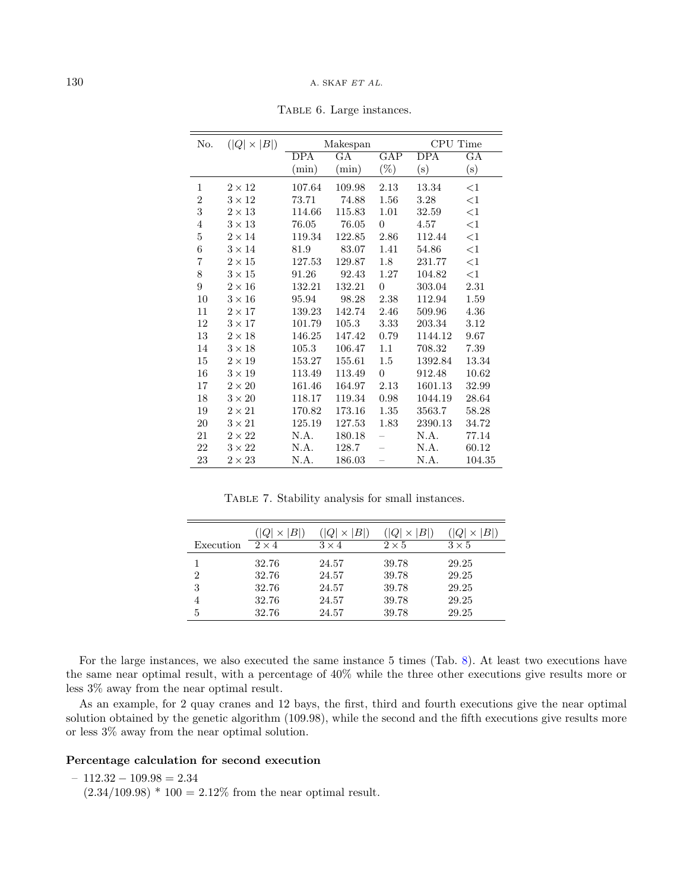Table 6. Large instances.

| No. | ($\|Q\| \times \|B\|$) | Makespan | | | CPU Time | |
|---|---|---|---|---|---|---|
| | | DPA (min) | GA (min) | GAP (%) | DPA (s) | GA (s) |
| 1 | $2 \times 12$ | 107.64 | 109.98 | 2.13 | 13.34 | <1 |
| 2 | $3 \times 12$ | 73.71 | 74.88 | 1.56 | 3.28 | <1 |
| 3 | $2 \times 13$ | 114.66 | 115.83 | 1.01 | 32.59 | <1 |
| 4 | $3 \times 13$ | 76.05 | 76.05 | 0 | 4.57 | <1 |
| 5 | $2 \times 14$ | 119.34 | 122.85 | 2.86 | 112.44 | <1 |
| 6 | $3 \times 14$ | 81.9 | 83.07 | 1.41 | 54.86 | <1 |
| 7 | $2 \times 15$ | 127.53 | 129.87 | 1.8 | 231.77 | <1 |
| 8 | $3 \times 15$ | 91.26 | 92.43 | 1.27 | 104.82 | <1 |
| 9 | $2 \times 16$ | 132.21 | 132.21 | 0 | 303.04 | 2.31 |
| 10 | $3 \times 16$ | 95.94 | 98.28 | 2.38 | 112.94 | 1.59 |
| 11 | $2 \times 17$ | 139.23 | 142.74 | 2.46 | 509.96 | 4.36 |
| 12 | $3 \times 17$ | 101.79 | 105.3 | 3.33 | 203.34 | 3.12 |
| 13 | $2 \times 18$ | 146.25 | 147.42 | 0.79 | 1144.12 | 9.67 |
| 14 | $3 \times 18$ | 105.3 | 106.47 | 1.1 | 708.32 | 7.39 |
| 15 | $2 \times 19$ | 153.27 | 155.61 | 1.5 | 1392.84 | 13.34 |
| 16 | $3 \times 19$ | 113.49 | 113.49 | 0 | 912.48 | 10.62 |
| 17 | $2 \times 20$ | 161.46 | 164.97 | 2.13 | 1601.13 | 32.99 |
| 18 | $3 \times 20$ | 118.17 | 119.34 | 0.98 | 1044.19 | 28.64 |
| 19 | $2 \times 21$ | 170.82 | 173.16 | 1.35 | 3563.7 | 58.28 |
| 20 | $3 \times 21$ | 125.19 | 127.53 | 1.83 | 2390.13 | 34.72 |
| 21 | $2 \times 22$ | N.A. | 180.18 | – | N.A. | 77.14 |
| 22 | $3 \times 22$ | N.A. | 128.7 | – | N.A. | 60.12 |
| 23 | $2 \times 23$ | N.A. | 186.03 | – | N.A. | 104.35 |

Table 7. Stability analysis for small instances.

| Execution | ($\|Q\| \times \|B\|$) $2 \times 4$ | ($\|Q\| \times \|B\|$) $3 \times 4$ | ($\|Q\| \times \|B\|$) $2 \times 5$ | ($\|Q\| \times \|B\|$) $3 \times 5$ |
|---|---|---|---|---|
| 1 | 32.76 | 24.57 | 39.78 | 29.25 |
| 2 | 32.76 | 24.57 | 39.78 | 29.25 |
| 3 | 32.76 | 24.57 | 39.78 | 29.25 |
| 4 | 32.76 | 24.57 | 39.78 | 29.25 |
| 5 | 32.76 | 24.57 | 39.78 | 29.25 |

For the large instances, we also executed the same instance 5 times (Tab. 8). At least two executions have the same near optimal result, with a percentage of 40% while the three other executions give results more or less 3% away from the near optimal result.

As an example, for 2 quay cranes and 12 bays, the first, third and fourth executions give the near optimal solution obtained by the genetic algorithm (109.98), while the second and the fifth executions give results more or less 3% away from the near optimal solution.

**Percentage calculation for second execution**

– $112.32 - 109.98 = 2.34$
  $(2.34/109.98) * 100 = 2.12\%$ from the near optimal result.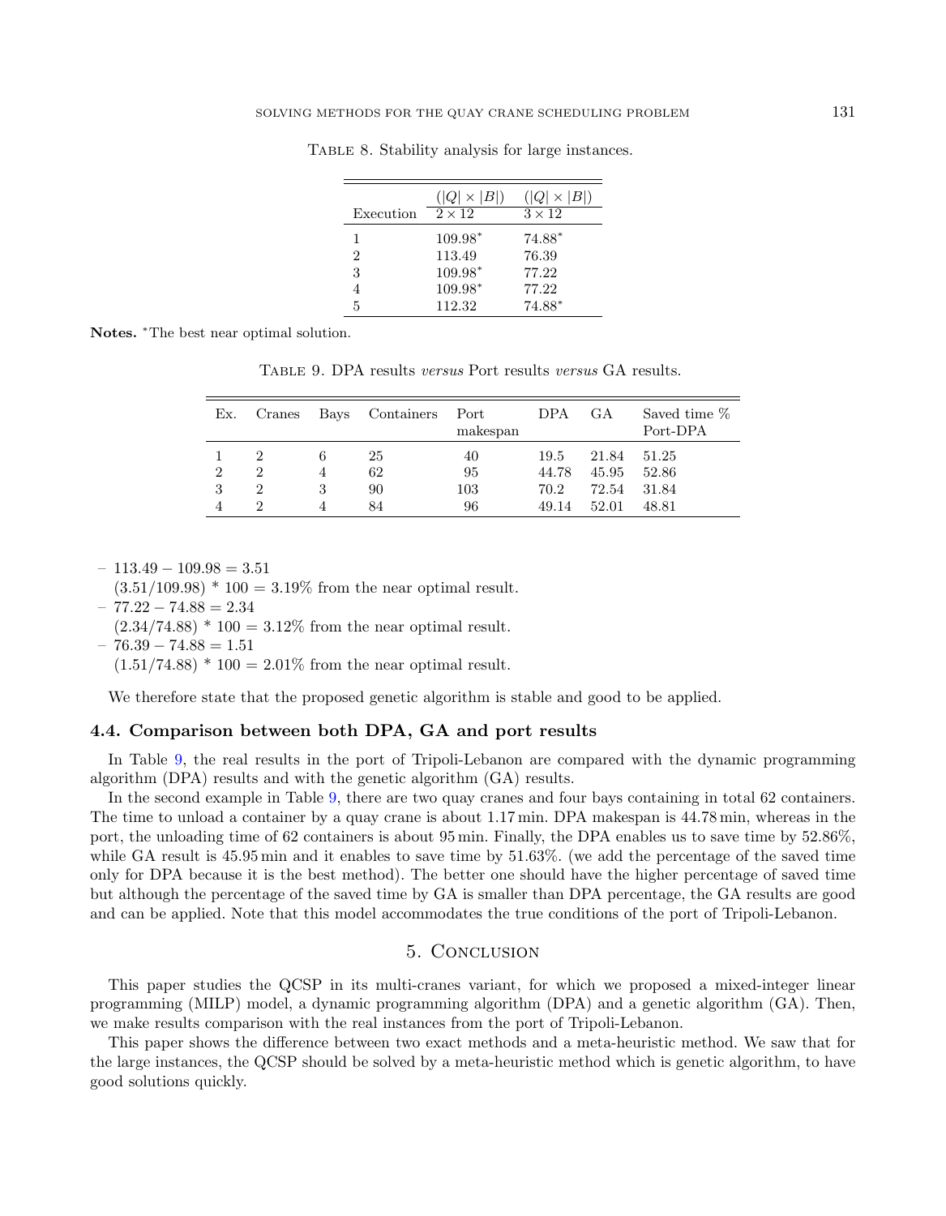Table 8. Stability analysis for large instances.

| Execution | $(\lvert Q\rvert \times \lvert B\rvert)$ $2 \times 12$ | $(\lvert Q\rvert \times \lvert B\rvert)$ $3 \times 12$ |
|---|---|---|
| 1 | 109.98* | 74.88* |
| 2 | 113.49 | 76.39 |
| 3 | 109.98* | 77.22 |
| 4 | 109.98* | 77.22 |
| 5 | 112.32 | 74.88* |

**Notes.** *The best near optimal solution.

Table 9. DPA results *versus* Port results *versus* GA results.

| Ex. | Cranes | Bays | Containers | Port makespan | DPA | GA | Saved time % Port-DPA |
|---|---|---|---|---|---|---|---|
| 1 | 2 | 6 | 25 | 40 | 19.5 | 21.84 | 51.25 |
| 2 | 2 | 4 | 62 | 95 | 44.78 | 45.95 | 52.86 |
| 3 | 2 | 3 | 90 | 103 | 70.2 | 72.54 | 31.84 |
| 4 | 2 | 4 | 84 | 96 | 49.14 | 52.01 | 48.81 |

- $113.49 - 109.98 = 3.51$
  $(3.51/109.98) * 100 = 3.19\%$ from the near optimal result.
- $77.22 - 74.88 = 2.34$
  $(2.34/74.88) * 100 = 3.12\%$ from the near optimal result.
- $76.39 - 74.88 = 1.51$
  $(1.51/74.88) * 100 = 2.01\%$ from the near optimal result.

We therefore state that the proposed genetic algorithm is stable and good to be applied.

### 4.4. Comparison between both DPA, GA and port results

In Table 9, the real results in the port of Tripoli-Lebanon are compared with the dynamic programming algorithm (DPA) results and with the genetic algorithm (GA) results.

In the second example in Table 9, there are two quay cranes and four bays containing in total 62 containers. The time to unload a container by a quay crane is about 1.17 min. DPA makespan is 44.78 min, whereas in the port, the unloading time of 62 containers is about 95 min. Finally, the DPA enables us to save time by 52.86%, while GA result is 45.95 min and it enables to save time by 51.63%. (we add the percentage of the saved time only for DPA because it is the best method). The better one should have the higher percentage of saved time but although the percentage of the saved time by GA is smaller than DPA percentage, the GA results are good and can be applied. Note that this model accommodates the true conditions of the port of Tripoli-Lebanon.

## 5. Conclusion

This paper studies the QCSP in its multi-cranes variant, for which we proposed a mixed-integer linear programming (MILP) model, a dynamic programming algorithm (DPA) and a genetic algorithm (GA). Then, we make results comparison with the real instances from the port of Tripoli-Lebanon.

This paper shows the difference between two exact methods and a meta-heuristic method. We saw that for the large instances, the QCSP should be solved by a meta-heuristic method which is genetic algorithm, to have good solutions quickly.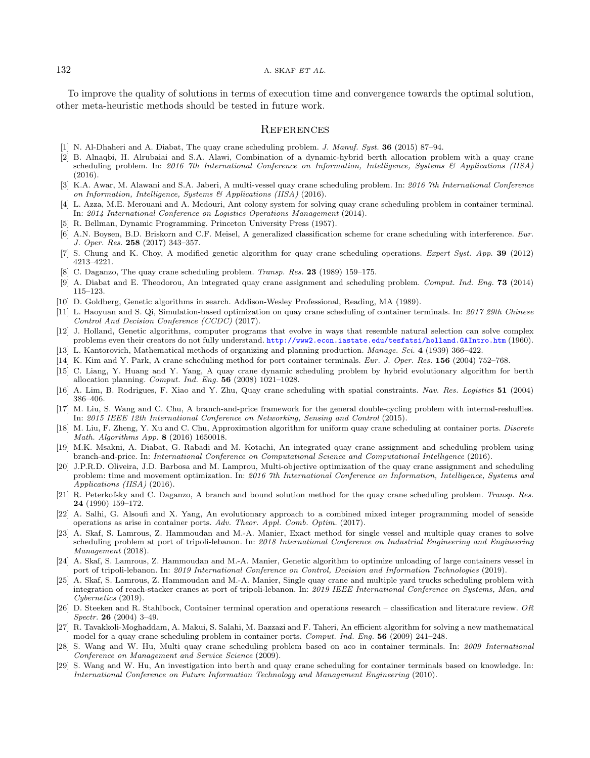To improve the quality of solutions in terms of execution time and convergence towards the optimal solution, other meta-heuristic methods should be tested in future work.

## References

[1] N. Al-Dhaheri and A. Diabat, The quay crane scheduling problem. *J. Manuf. Syst.* **36** (2015) 87–94.

[2] B. Alnaqbi, H. Alrubaiai and S.A. Alawi, Combination of a dynamic-hybrid berth allocation problem with a quay crane scheduling problem. In: *2016 7th International Conference on Information, Intelligence, Systems & Applications (IISA)* (2016).

[3] K.A. Awar, M. Alawani and S.A. Jaberi, A multi-vessel quay crane scheduling problem. In: *2016 7th International Conference on Information, Intelligence, Systems & Applications (IISA)* (2016).

[4] L. Azza, M.E. Merouani and A. Medouri, Ant colony system for solving quay crane scheduling problem in container terminal. In: *2014 International Conference on Logistics Operations Management* (2014).

[5] R. Bellman, Dynamic Programming. Princeton University Press (1957).

[6] A.N. Boysen, B.D. Briskorn and C.F. Meisel, A generalized classification scheme for crane scheduling with interference. *Eur. J. Oper. Res.* **258** (2017) 343–357.

[7] S. Chung and K. Choy, A modified genetic algorithm for quay crane scheduling operations. *Expert Syst. App.* **39** (2012) 4213–4221.

[8] C. Daganzo, The quay crane scheduling problem. *Transp. Res.* **23** (1989) 159–175.

[9] A. Diabat and E. Theodorou, An integrated quay crane assignment and scheduling problem. *Comput. Ind. Eng.* **73** (2014) 115–123.

[10] D. Goldberg, Genetic algorithms in search. Addison-Wesley Professional, Reading, MA (1989).

[11] L. Haoyuan and S. Qi, Simulation-based optimization on quay crane scheduling of container terminals. In: *2017 29th Chinese Control And Decision Conference (CCDC)* (2017).

[12] J. Holland, Genetic algorithms, computer programs that evolve in ways that resemble natural selection can solve complex problems even their creators do not fully understand. http://www2.econ.iastate.edu/tesfatsi/holland.GAIntro.htm (1960).

[13] L. Kantorovich, Mathematical methods of organizing and planning production. *Manage. Sci.* **4** (1939) 366–422.

[14] K. Kim and Y. Park, A crane scheduling method for port container terminals. *Eur. J. Oper. Res.* **156** (2004) 752–768.

[15] C. Liang, Y. Huang and Y. Yang, A quay crane dynamic scheduling problem by hybrid evolutionary algorithm for berth allocation planning. *Comput. Ind. Eng.* **56** (2008) 1021–1028.

[16] A. Lim, B. Rodrigues, F. Xiao and Y. Zhu, Quay crane scheduling with spatial constraints. *Nav. Res. Logistics* **51** (2004) 386–406.

[17] M. Liu, S. Wang and C. Chu, A branch-and-price framework for the general double-cycling problem with internal-reshuffles. In: *2015 IEEE 12th International Conference on Networking, Sensing and Control* (2015).

[18] M. Liu, F. Zheng, Y. Xu and C. Chu, Approximation algorithm for uniform quay crane scheduling at container ports. *Discrete Math. Algorithms App.* **8** (2016) 1650018.

[19] M.K. Msakni, A. Diabat, G. Rabadi and M. Kotachi, An integrated quay crane assignment and scheduling problem using branch-and-price. In: *International Conference on Computational Science and Computational Intelligence* (2016).

[20] J.P.R.D. Oliveira, J.D. Barbosa and M. Lamprou, Multi-objective optimization of the quay crane assignment and scheduling problem: time and movement optimization. In: *2016 7th International Conference on Information, Intelligence, Systems and Applications (IISA)* (2016).

[21] R. Peterkofsky and C. Daganzo, A branch and bound solution method for the quay crane scheduling problem. *Transp. Res.* **24** (1990) 159–172.

[22] A. Salhi, G. Alsoufi and X. Yang, An evolutionary approach to a combined mixed integer programming model of seaside operations as arise in container ports. *Adv. Theor. Appl. Comb. Optim.* (2017).

[23] A. Skaf, S. Lamrous, Z. Hammoudan and M.-A. Manier, Exact method for single vessel and multiple quay cranes to solve scheduling problem at port of tripoli-lebanon. In: *2018 International Conference on Industrial Engineering and Engineering Management* (2018).

[24] A. Skaf, S. Lamrous, Z. Hammoudan and M.-A. Manier, Genetic algorithm to optimize unloading of large containers vessel in port of tripoli-lebanon. In: *2019 International Conference on Control, Decision and Information Technologies* (2019).

[25] A. Skaf, S. Lamrous, Z. Hammoudan and M.-A. Manier, Single quay crane and multiple yard trucks scheduling problem with integration of reach-stacker cranes at port of tripoli-lebanon. In: *2019 IEEE International Conference on Systems, Man, and Cybernetics* (2019).

[26] D. Steeken and R. Stahlbock, Container terminal operation and operations research – classification and literature review. *OR Spectr.* **26** (2004) 3–49.

[27] R. Tavakkoli-Moghaddam, A. Makui, S. Salahi, M. Bazzazi and F. Taheri, An efficient algorithm for solving a new mathematical model for a quay crane scheduling problem in container ports. *Comput. Ind. Eng.* **56** (2009) 241–248.

[28] S. Wang and W. Hu, Multi quay crane scheduling problem based on aco in container terminals. In: *2009 International Conference on Management and Service Science* (2009).

[29] S. Wang and W. Hu, An investigation into berth and quay crane scheduling for container terminals based on knowledge. In: *International Conference on Future Information Technology and Management Engineering* (2010).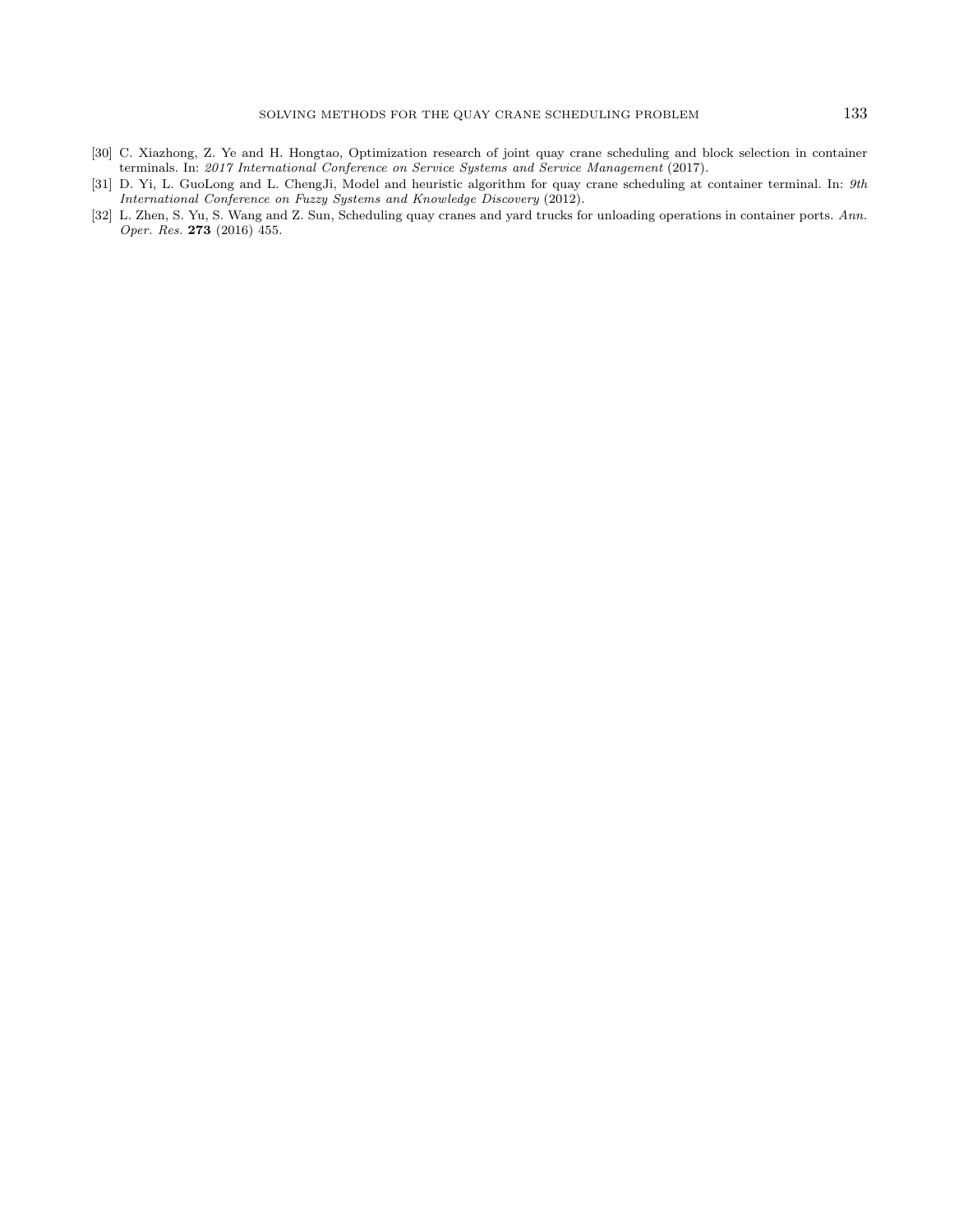[30] C. Xiazhong, Z. Ye and H. Hongtao, Optimization research of joint quay crane scheduling and block selection in container terminals. In: *2017 International Conference on Service Systems and Service Management* (2017).

[31] D. Yi, L. GuoLong and L. ChengJi, Model and heuristic algorithm for quay crane scheduling at container terminal. In: *9th International Conference on Fuzzy Systems and Knowledge Discovery* (2012).

[32] L. Zhen, S. Yu, S. Wang and Z. Sun, Scheduling quay cranes and yard trucks for unloading operations in container ports. *Ann. Oper. Res.* **273** (2016) 455.